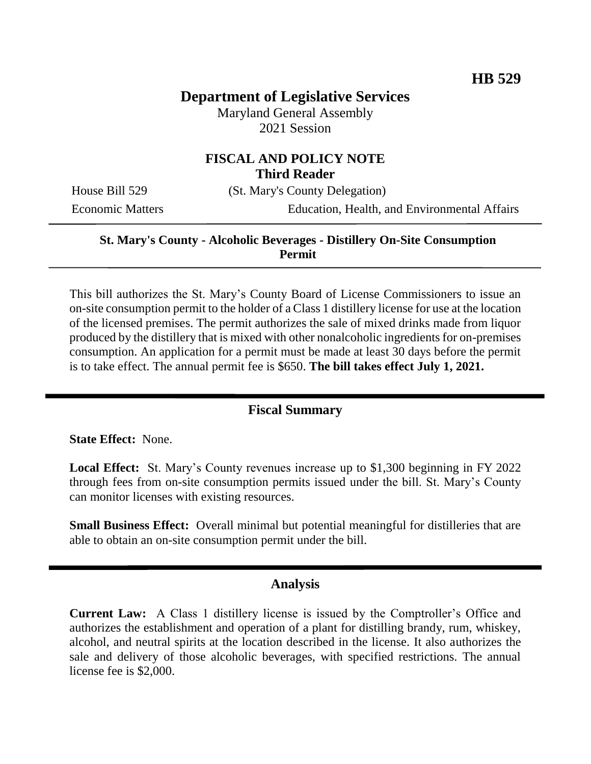**HB 529**

# Department of Legislative Services

Maryland General Assembly
2021 Session

## FISCAL AND POLICY NOTE
**Third Reader**

House Bill 529 (St. Mary's County Delegation)

Economic Matters Education, Health, and Environmental Affairs

---

**St. Mary's County - Alcoholic Beverages - Distillery On-Site Consumption Permit**

---

This bill authorizes the St. Mary's County Board of License Commissioners to issue an on-site consumption permit to the holder of a Class 1 distillery license for use at the location of the licensed premises. The permit authorizes the sale of mixed drinks made from liquor produced by the distillery that is mixed with other nonalcoholic ingredients for on-premises consumption. An application for a permit must be made at least 30 days before the permit is to take effect. The annual permit fee is $650. **The bill takes effect July 1, 2021.**

---

## Fiscal Summary

**State Effect:** None.

**Local Effect:** St. Mary's County revenues increase up to $1,300 beginning in FY 2022 through fees from on-site consumption permits issued under the bill. St. Mary's County can monitor licenses with existing resources.

**Small Business Effect:** Overall minimal but potential meaningful for distilleries that are able to obtain an on-site consumption permit under the bill.

---

## Analysis

**Current Law:** A Class 1 distillery license is issued by the Comptroller's Office and authorizes the establishment and operation of a plant for distilling brandy, rum, whiskey, alcohol, and neutral spirits at the location described in the license. It also authorizes the sale and delivery of those alcoholic beverages, with specified restrictions. The annual license fee is $2,000.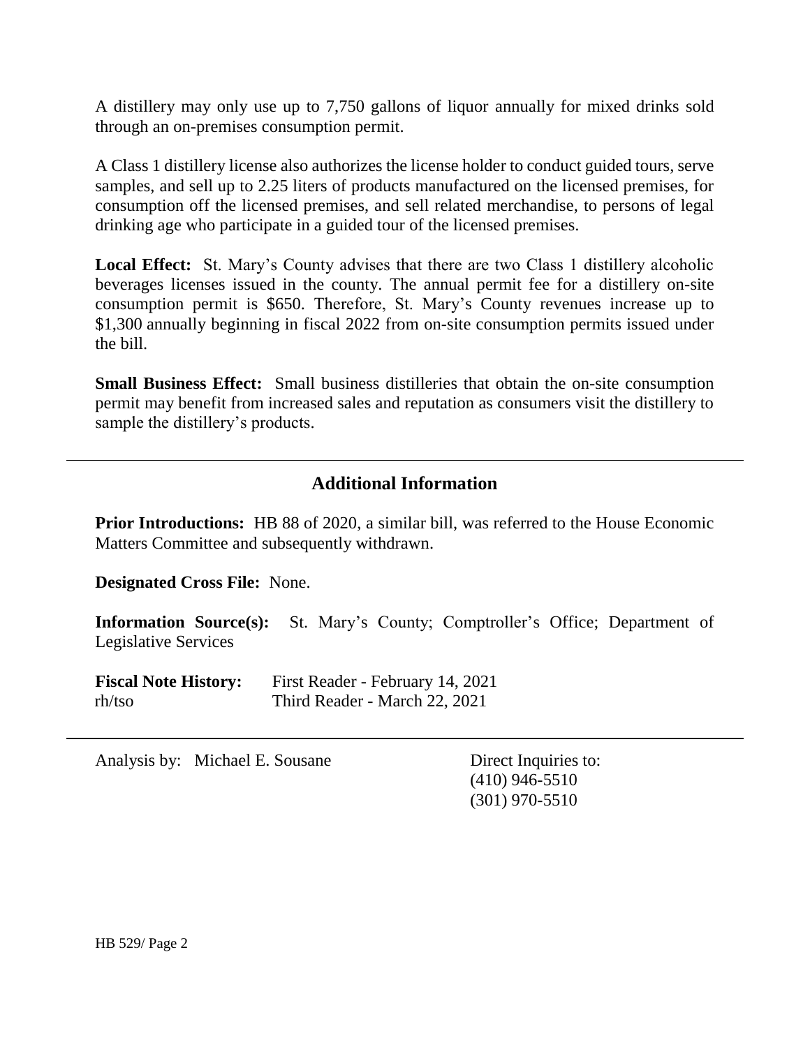A distillery may only use up to 7,750 gallons of liquor annually for mixed drinks sold through an on-premises consumption permit.

A Class 1 distillery license also authorizes the license holder to conduct guided tours, serve samples, and sell up to 2.25 liters of products manufactured on the licensed premises, for consumption off the licensed premises, and sell related merchandise, to persons of legal drinking age who participate in a guided tour of the licensed premises.

**Local Effect:** St. Mary's County advises that there are two Class 1 distillery alcoholic beverages licenses issued in the county. The annual permit fee for a distillery on-site consumption permit is $650. Therefore, St. Mary's County revenues increase up to $1,300 annually beginning in fiscal 2022 from on-site consumption permits issued under the bill.

**Small Business Effect:** Small business distilleries that obtain the on-site consumption permit may benefit from increased sales and reputation as consumers visit the distillery to sample the distillery's products.

## Additional Information

**Prior Introductions:** HB 88 of 2020, a similar bill, was referred to the House Economic Matters Committee and subsequently withdrawn.

**Designated Cross File:** None.

**Information Source(s):** St. Mary's County; Comptroller's Office; Department of Legislative Services

**Fiscal Note History:** First Reader - February 14, 2021
rh/tso Third Reader - March 22, 2021

Analysis by: Michael E. Sousane

Direct Inquiries to:
(410) 946-5510
(301) 970-5510